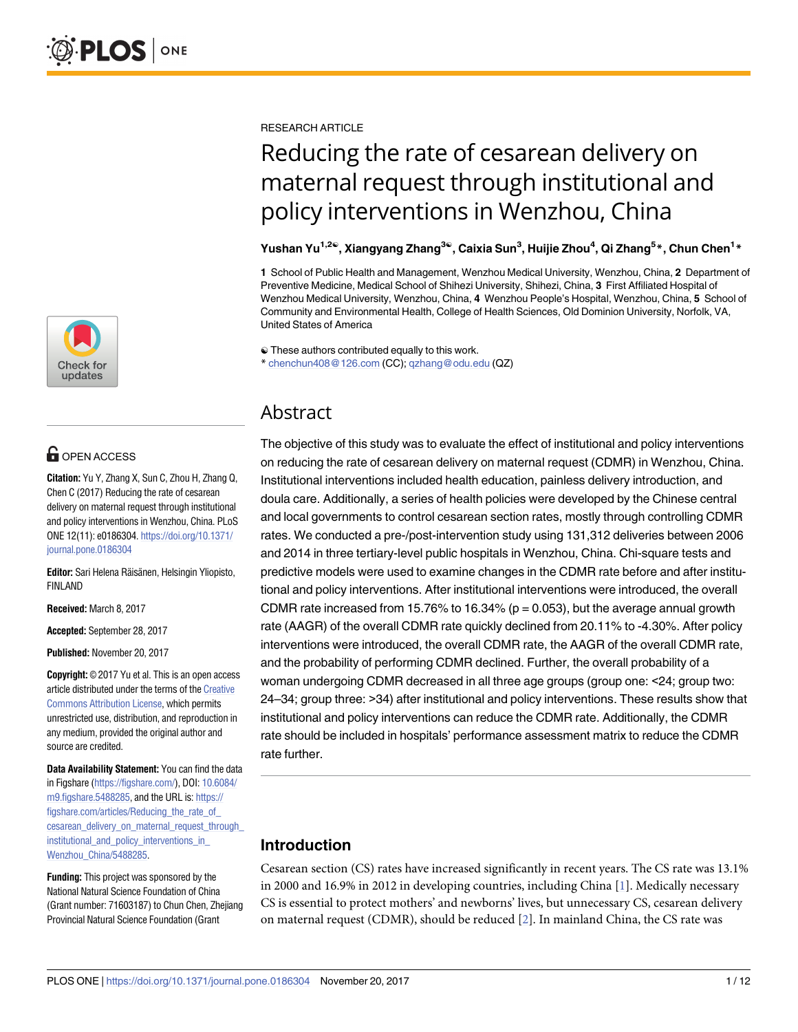RESEARCH ARTICLE

# Reducing the rate of cesarean delivery on maternal request through institutional and policy interventions in Wenzhou, China

**Yushan Yu[1,2☯], Xiangyang Zhang[3☯], Caixia Sun[3], Huijie Zhou[4], Qi Zhang[5]*, Chun Chen[1]***

**1** School of Public Health and Management, Wenzhou Medical University, Wenzhou, China, **2** Department of Preventive Medicine, Medical School of Shihezi University, Shihezi, China, **3** First Affiliated Hospital of Wenzhou Medical University, Wenzhou, China, **4** Wenzhou People's Hospital, Wenzhou, China, **5** School of Community and Environmental Health, College of Health Sciences, Old Dominion University, Norfolk, VA, United States of America

☯ These authors contributed equally to this work.
* chenchun408@126.com (CC); qzhang@odu.edu (QZ)

OPEN ACCESS

**Citation:** Yu Y, Zhang X, Sun C, Zhou H, Zhang Q, Chen C (2017) Reducing the rate of cesarean delivery on maternal request through institutional and policy interventions in Wenzhou, China. PLoS ONE 12(11): e0186304. https://doi.org/10.1371/journal.pone.0186304

**Editor:** Sari Helena Räisänen, Helsingin Yliopisto, FINLAND

**Received:** March 8, 2017

**Accepted:** September 28, 2017

**Published:** November 20, 2017

**Copyright:** © 2017 Yu et al. This is an open access article distributed under the terms of the Creative Commons Attribution License, which permits unrestricted use, distribution, and reproduction in any medium, provided the original author and source are credited.

**Data Availability Statement:** You can find the data in Figshare (https://figshare.com/), DOI: 10.6084/m9.figshare.5488285, and the URL is: https://figshare.com/articles/Reducing_the_rate_of_cesarean_delivery_on_maternal_request_through_institutional_and_policy_interventions_in_Wenzhou_China/5488285.

**Funding:** This project was sponsored by the National Natural Science Foundation of China (Grant number: 71603187) to Chun Chen, Zhejiang Provincial Natural Science Foundation (Grant

## Abstract

The objective of this study was to evaluate the effect of institutional and policy interventions on reducing the rate of cesarean delivery on maternal request (CDMR) in Wenzhou, China. Institutional interventions included health education, painless delivery introduction, and doula care. Additionally, a series of health policies were developed by the Chinese central and local governments to control cesarean section rates, mostly through controlling CDMR rates. We conducted a pre-/post-intervention study using 131,312 deliveries between 2006 and 2014 in three tertiary-level public hospitals in Wenzhou, China. Chi-square tests and predictive models were used to examine changes in the CDMR rate before and after institutional and policy interventions. After institutional interventions were introduced, the overall CDMR rate increased from 15.76% to 16.34% ($p = 0.053$), but the average annual growth rate (AAGR) of the overall CDMR rate quickly declined from 20.11% to -4.30%. After policy interventions were introduced, the overall CDMR rate, the AAGR of the overall CDMR rate, and the probability of performing CDMR declined. Further, the overall probability of a woman undergoing CDMR decreased in all three age groups (group one: <24; group two: 24–34; group three: >34) after institutional and policy interventions. These results show that institutional and policy interventions can reduce the CDMR rate. Additionally, the CDMR rate should be included in hospitals' performance assessment matrix to reduce the CDMR rate further.

## Introduction

Cesarean section (CS) rates have increased significantly in recent years. The CS rate was 13.1% in 2000 and 16.9% in 2012 in developing countries, including China [1]. Medically necessary CS is essential to protect mothers' and newborns' lives, but unnecessary CS, cesarean delivery on maternal request (CDMR), should be reduced [2]. In mainland China, the CS rate was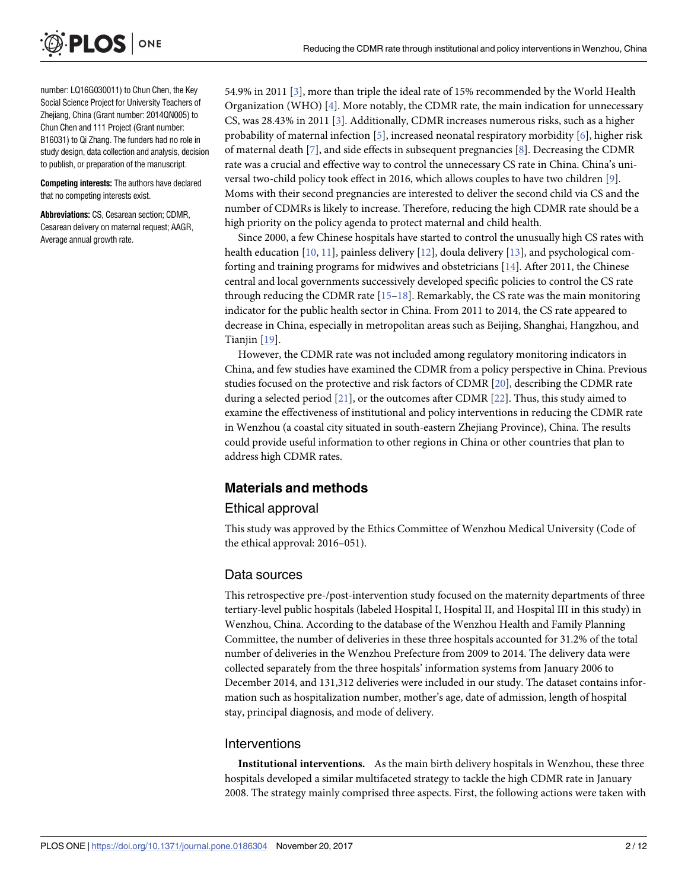number: LQ16G030011) to Chun Chen, the Key Social Science Project for University Teachers of Zhejiang, China (Grant number: 2014QN005) to Chun Chen and 111 Project (Grant number: B16031) to Qi Zhang. The funders had no role in study design, data collection and analysis, decision to publish, or preparation of the manuscript.

**Competing interests:** The authors have declared that no competing interests exist.

**Abbreviations:** CS, Cesarean section; CDMR, Cesarean delivery on maternal request; AAGR, Average annual growth rate.

54.9% in 2011 [3], more than triple the ideal rate of 15% recommended by the World Health Organization (WHO) [4]. More notably, the CDMR rate, the main indication for unnecessary CS, was 28.43% in 2011 [3]. Additionally, CDMR increases numerous risks, such as a higher probability of maternal infection [5], increased neonatal respiratory morbidity [6], higher risk of maternal death [7], and side effects in subsequent pregnancies [8]. Decreasing the CDMR rate was a crucial and effective way to control the unnecessary CS rate in China. China's universal two-child policy took effect in 2016, which allows couples to have two children [9]. Moms with their second pregnancies are interested to deliver the second child via CS and the number of CDMRs is likely to increase. Therefore, reducing the high CDMR rate should be a high priority on the policy agenda to protect maternal and child health.

Since 2000, a few Chinese hospitals have started to control the unusually high CS rates with health education [10, 11], painless delivery [12], doula delivery [13], and psychological comforting and training programs for midwives and obstetricians [14]. After 2011, the Chinese central and local governments successively developed specific policies to control the CS rate through reducing the CDMR rate [15–18]. Remarkably, the CS rate was the main monitoring indicator for the public health sector in China. From 2011 to 2014, the CS rate appeared to decrease in China, especially in metropolitan areas such as Beijing, Shanghai, Hangzhou, and Tianjin [19].

However, the CDMR rate was not included among regulatory monitoring indicators in China, and few studies have examined the CDMR from a policy perspective in China. Previous studies focused on the protective and risk factors of CDMR [20], describing the CDMR rate during a selected period [21], or the outcomes after CDMR [22]. Thus, this study aimed to examine the effectiveness of institutional and policy interventions in reducing the CDMR rate in Wenzhou (a coastal city situated in south-eastern Zhejiang Province), China. The results could provide useful information to other regions in China or other countries that plan to address high CDMR rates.

## Materials and methods

### Ethical approval

This study was approved by the Ethics Committee of Wenzhou Medical University (Code of the ethical approval: 2016–051).

### Data sources

This retrospective pre-/post-intervention study focused on the maternity departments of three tertiary-level public hospitals (labeled Hospital I, Hospital II, and Hospital III in this study) in Wenzhou, China. According to the database of the Wenzhou Health and Family Planning Committee, the number of deliveries in these three hospitals accounted for 31.2% of the total number of deliveries in the Wenzhou Prefecture from 2009 to 2014. The delivery data were collected separately from the three hospitals' information systems from January 2006 to December 2014, and 131,312 deliveries were included in our study. The dataset contains information such as hospitalization number, mother's age, date of admission, length of hospital stay, principal diagnosis, and mode of delivery.

### Interventions

**Institutional interventions.** As the main birth delivery hospitals in Wenzhou, these three hospitals developed a similar multifaceted strategy to tackle the high CDMR rate in January 2008. The strategy mainly comprised three aspects. First, the following actions were taken with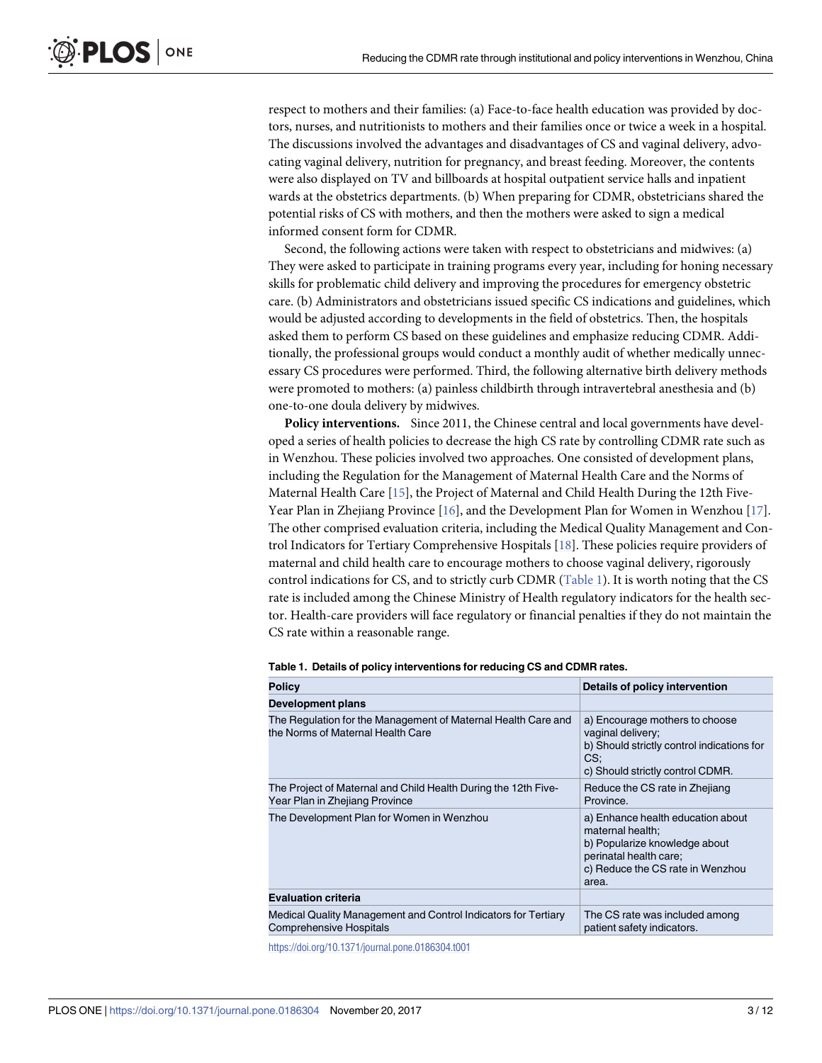respect to mothers and their families: (a) Face-to-face health education was provided by doctors, nurses, and nutritionists to mothers and their families once or twice a week in a hospital. The discussions involved the advantages and disadvantages of CS and vaginal delivery, advocating vaginal delivery, nutrition for pregnancy, and breast feeding. Moreover, the contents were also displayed on TV and billboards at hospital outpatient service halls and inpatient wards at the obstetrics departments. (b) When preparing for CDMR, obstetricians shared the potential risks of CS with mothers, and then the mothers were asked to sign a medical informed consent form for CDMR.

Second, the following actions were taken with respect to obstetricians and midwives: (a) They were asked to participate in training programs every year, including for honing necessary skills for problematic child delivery and improving the procedures for emergency obstetric care. (b) Administrators and obstetricians issued specific CS indications and guidelines, which would be adjusted according to developments in the field of obstetrics. Then, the hospitals asked them to perform CS based on these guidelines and emphasize reducing CDMR. Additionally, the professional groups would conduct a monthly audit of whether medically unnecessary CS procedures were performed. Third, the following alternative birth delivery methods were promoted to mothers: (a) painless childbirth through intravertebral anesthesia and (b) one-to-one doula delivery by midwives.

**Policy interventions.** Since 2011, the Chinese central and local governments have developed a series of health policies to decrease the high CS rate by controlling CDMR rate such as in Wenzhou. These policies involved two approaches. One consisted of development plans, including the Regulation for the Management of Maternal Health Care and the Norms of Maternal Health Care [15], the Project of Maternal and Child Health During the 12th Five-Year Plan in Zhejiang Province [16], and the Development Plan for Women in Wenzhou [17]. The other comprised evaluation criteria, including the Medical Quality Management and Control Indicators for Tertiary Comprehensive Hospitals [18]. These policies require providers of maternal and child health care to encourage mothers to choose vaginal delivery, rigorously control indications for CS, and to strictly curb CDMR (Table 1). It is worth noting that the CS rate is included among the Chinese Ministry of Health regulatory indicators for the health sector. Health-care providers will face regulatory or financial penalties if they do not maintain the CS rate within a reasonable range.

**Table 1. Details of policy interventions for reducing CS and CDMR rates.**

| Policy | Details of policy intervention |
|---|---|
| **Development plans** | |
| The Regulation for the Management of Maternal Health Care and the Norms of Maternal Health Care | a) Encourage mothers to choose vaginal delivery;<br>b) Should strictly control indications for CS;<br>c) Should strictly control CDMR. |
| The Project of Maternal and Child Health During the 12th Five-Year Plan in Zhejiang Province | Reduce the CS rate in Zhejiang Province. |
| The Development Plan for Women in Wenzhou | a) Enhance health education about maternal health;<br>b) Popularize knowledge about perinatal health care;<br>c) Reduce the CS rate in Wenzhou area. |
| **Evaluation criteria** | |
| Medical Quality Management and Control Indicators for Tertiary Comprehensive Hospitals | The CS rate was included among patient safety indicators. |

https://doi.org/10.1371/journal.pone.0186304.t001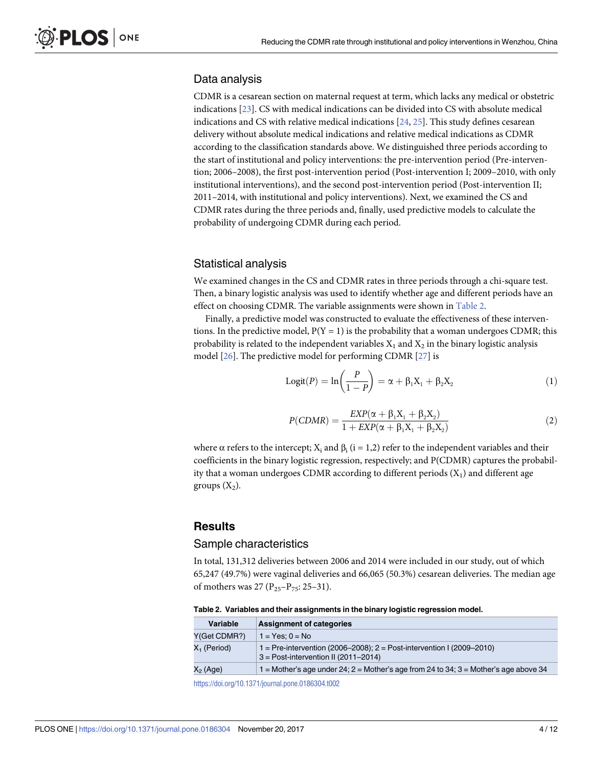## Data analysis

CDMR is a cesarean section on maternal request at term, which lacks any medical or obstetric indications [23]. CS with medical indications can be divided into CS with absolute medical indications and CS with relative medical indications [24, 25]. This study defines cesarean delivery without absolute medical indications and relative medical indications as CDMR according to the classification standards above. We distinguished three periods according to the start of institutional and policy interventions: the pre-intervention period (Pre-intervention; 2006–2008), the first post-intervention period (Post-intervention I; 2009–2010, with only institutional interventions), and the second post-intervention period (Post-intervention II; 2011–2014, with institutional and policy interventions). Next, we examined the CS and CDMR rates during the three periods and, finally, used predictive models to calculate the probability of undergoing CDMR during each period.

## Statistical analysis

We examined changes in the CS and CDMR rates in three periods through a chi-square test. Then, a binary logistic analysis was used to identify whether age and different periods have an effect on choosing CDMR. The variable assignments were shown in Table 2.

Finally, a predictive model was constructed to evaluate the effectiveness of these interventions. In the predictive model, $P(Y = 1)$ is the probability that a woman undergoes CDMR; this probability is related to the independent variables $X_1$ and $X_2$ in the binary logistic analysis model [26]. The predictive model for performing CDMR [27] is

$$\mathrm{Logit}(P) = \ln\left(\frac{P}{1-P}\right) = \alpha + \beta_1 X_1 + \beta_2 X_2 \tag{1}$$

$$P(CDMR) = \frac{EXP(\alpha + \beta_1 X_1 + \beta_2 X_2)}{1 + EXP(\alpha + \beta_1 X_1 + \beta_2 X_2)} \tag{2}$$

where $\alpha$ refers to the intercept; $X_i$ and $\beta_i$ ($i = 1,2$) refer to the independent variables and their coefficients in the binary logistic regression, respectively; and P(CDMR) captures the probability that a woman undergoes CDMR according to different periods ($X_1$) and different age groups ($X_2$).

# Results

## Sample characteristics

In total, 131,312 deliveries between 2006 and 2014 were included in our study, out of which 65,247 (49.7%) were vaginal deliveries and 66,065 (50.3%) cesarean deliveries. The median age of mothers was 27 ($P_{25}$–$P_{75}$: 25–31).

**Table 2. Variables and their assignments in the binary logistic regression model.**

| Variable | Assignment of categories |
|---|---|
| Y(Get CDMR?) | 1 = Yes; 0 = No |
| $X_1$ (Period) | 1 = Pre-intervention (2006–2008); 2 = Post-intervention I (2009–2010) 3 = Post-intervention II (2011–2014) |
| $X_2$ (Age) | 1 = Mother's age under 24; 2 = Mother's age from 24 to 34; 3 = Mother's age above 34 |

https://doi.org/10.1371/journal.pone.0186304.t002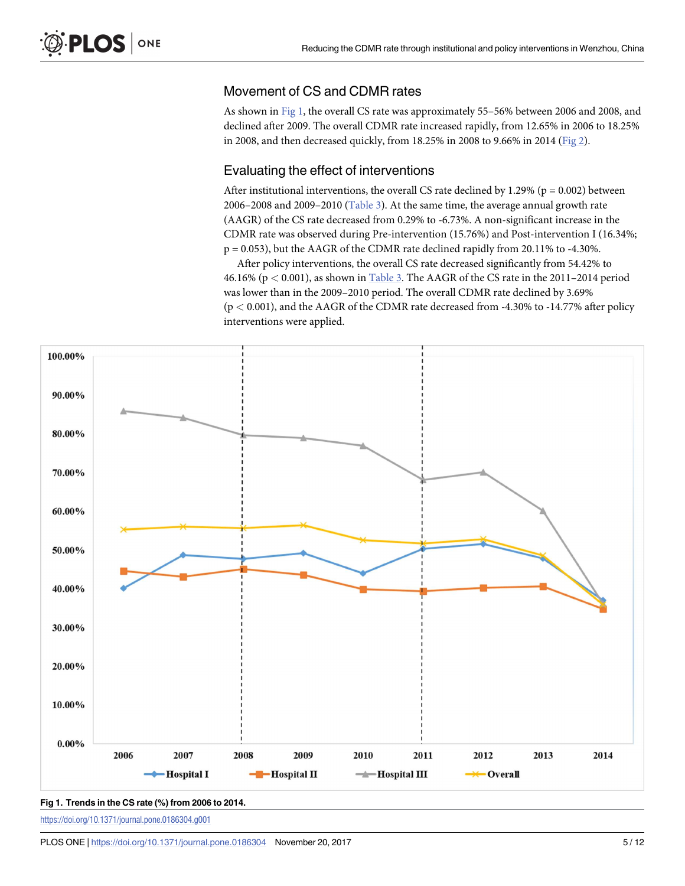## Movement of CS and CDMR rates

As shown in Fig 1, the overall CS rate was approximately 55–56% between 2006 and 2008, and declined after 2009. The overall CDMR rate increased rapidly, from 12.65% in 2006 to 18.25% in 2008, and then decreased quickly, from 18.25% in 2008 to 9.66% in 2014 (Fig 2).

## Evaluating the effect of interventions

After institutional interventions, the overall CS rate declined by 1.29% (p = 0.002) between 2006–2008 and 2009–2010 (Table 3). At the same time, the average annual growth rate (AAGR) of the CS rate decreased from 0.29% to -6.73%. A non-significant increase in the CDMR rate was observed during Pre-intervention (15.76%) and Post-intervention I (16.34%; p = 0.053), but the AAGR of the CDMR rate declined rapidly from 20.11% to -4.30%.

After policy interventions, the overall CS rate decreased significantly from 54.42% to 46.16% ($p < 0.001$), as shown in Table 3. The AAGR of the CS rate in the 2011–2014 period was lower than in the 2009–2010 period. The overall CDMR rate declined by 3.69% ($p < 0.001$), and the AAGR of the CDMR rate decreased from -4.30% to -14.77% after policy interventions were applied.

**Fig 1. Trends in the CS rate (%) from 2006 to 2014.**

https://doi.org/10.1371/journal.pone.0186304.g001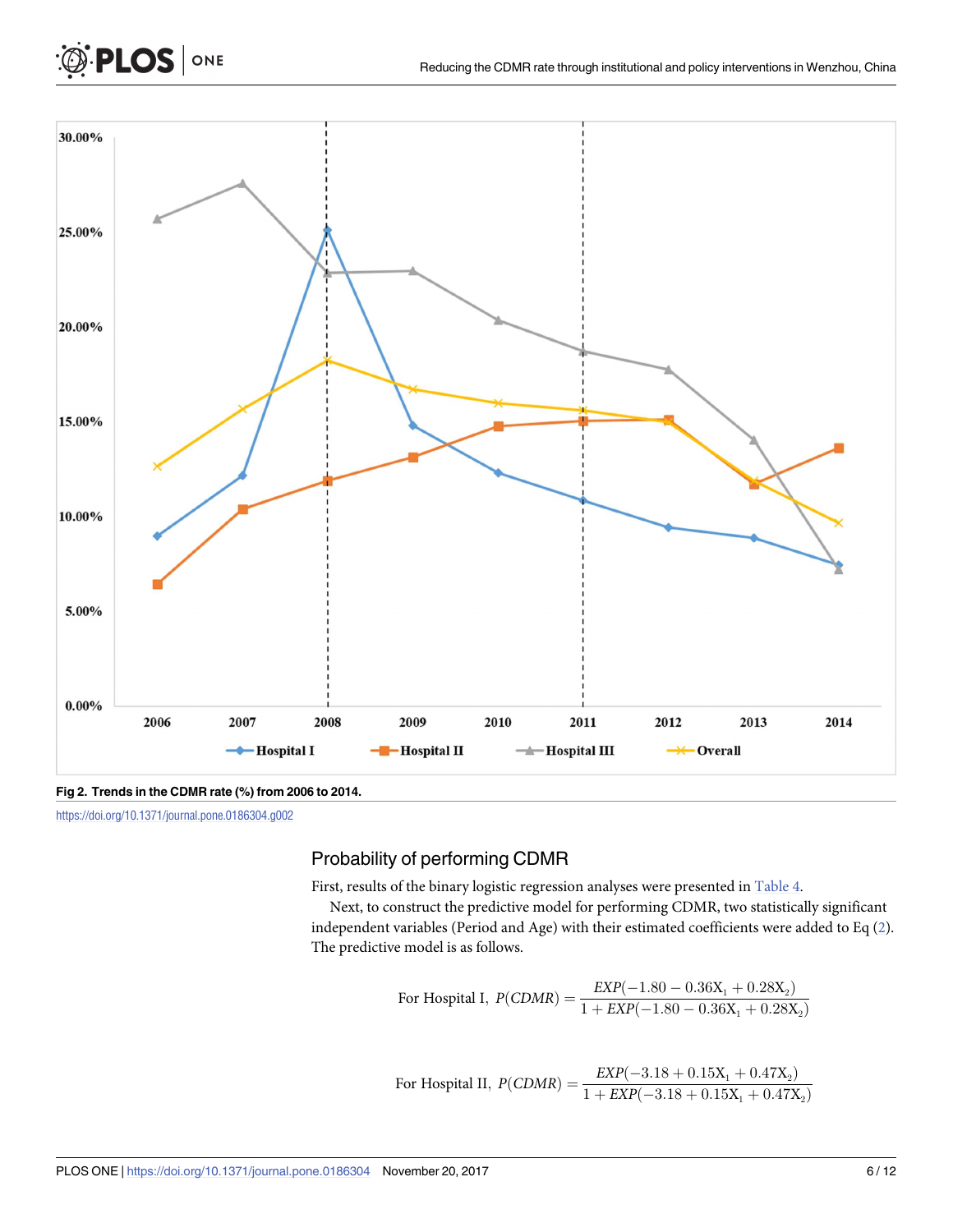Fig 2. Trends in the CDMR rate (%) from 2006 to 2014.

https://doi.org/10.1371/journal.pone.0186304.g002

## Probability of performing CDMR

First, results of the binary logistic regression analyses were presented in Table 4.

Next, to construct the predictive model for performing CDMR, two statistically significant independent variables (Period and Age) with their estimated coefficients were added to Eq (2). The predictive model is as follows.

$$\text{For Hospital I, } P(CDMR) = \frac{EXP(-1.80 - 0.36X_1 + 0.28X_2)}{1 + EXP(-1.80 - 0.36X_1 + 0.28X_2)}$$

$$\text{For Hospital II, } P(CDMR) = \frac{EXP(-3.18 + 0.15X_1 + 0.47X_2)}{1 + EXP(-3.18 + 0.15X_1 + 0.47X_2)}$$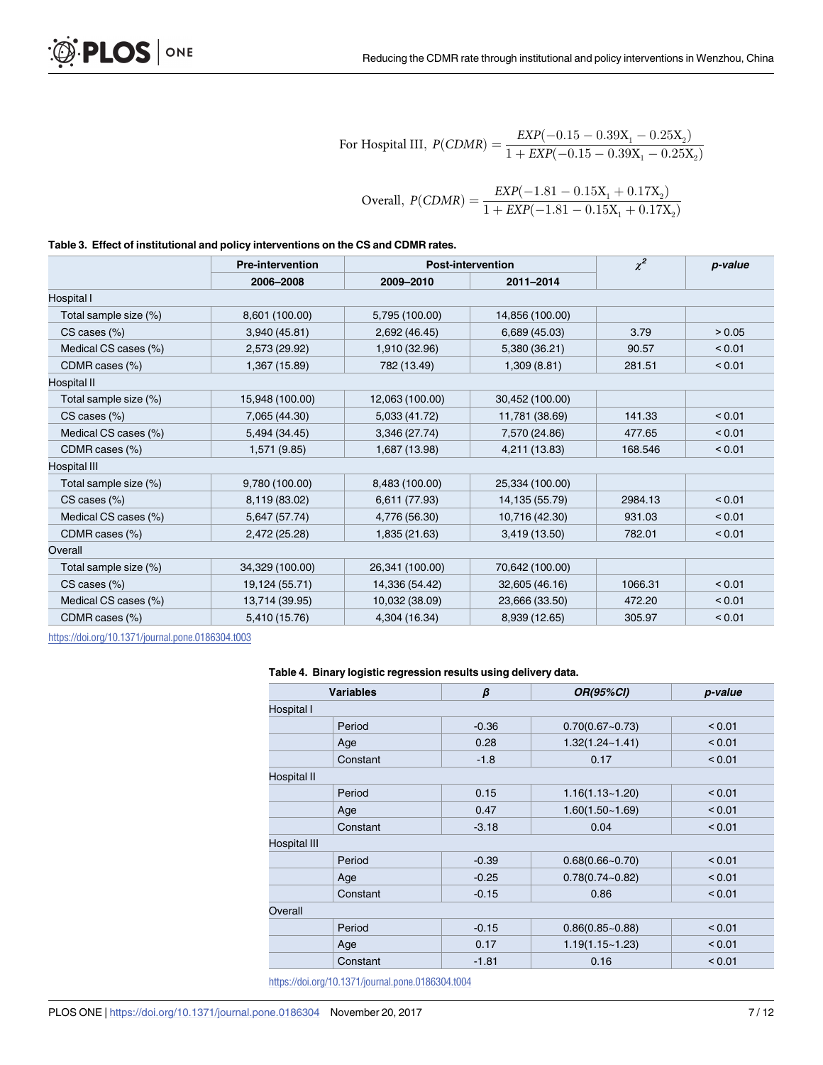$$\text{For Hospital III, } P(CDMR) = \frac{EXP(-0.15 - 0.39X_1 - 0.25X_2)}{1 + EXP(-0.15 - 0.39X_1 - 0.25X_2)}$$

$$\text{Overall, } P(CDMR) = \frac{EXP(-1.81 - 0.15X_1 + 0.17X_2)}{1 + EXP(-1.81 - 0.15X_1 + 0.17X_2)}$$

**Table 3. Effect of institutional and policy interventions on the CS and CDMR rates.**

| | Pre-intervention | Post-intervention | | $\chi^2$ | *p-value* |
|---|---|---|---|---|---|
| | 2006–2008 | 2009–2010 | 2011–2014 | | |
| Hospital I | | | | | |
| Total sample size (%) | 8,601 (100.00) | 5,795 (100.00) | 14,856 (100.00) | | |
| CS cases (%) | 3,940 (45.81) | 2,692 (46.45) | 6,689 (45.03) | 3.79 | > 0.05 |
| Medical CS cases (%) | 2,573 (29.92) | 1,910 (32.96) | 5,380 (36.21) | 90.57 | < 0.01 |
| CDMR cases (%) | 1,367 (15.89) | 782 (13.49) | 1,309 (8.81) | 281.51 | < 0.01 |
| Hospital II | | | | | |
| Total sample size (%) | 15,948 (100.00) | 12,063 (100.00) | 30,452 (100.00) | | |
| CS cases (%) | 7,065 (44.30) | 5,033 (41.72) | 11,781 (38.69) | 141.33 | < 0.01 |
| Medical CS cases (%) | 5,494 (34.45) | 3,346 (27.74) | 7,570 (24.86) | 477.65 | < 0.01 |
| CDMR cases (%) | 1,571 (9.85) | 1,687 (13.98) | 4,211 (13.83) | 168.546 | < 0.01 |
| Hospital III | | | | | |
| Total sample size (%) | 9,780 (100.00) | 8,483 (100.00) | 25,334 (100.00) | | |
| CS cases (%) | 8,119 (83.02) | 6,611 (77.93) | 14,135 (55.79) | 2984.13 | < 0.01 |
| Medical CS cases (%) | 5,647 (57.74) | 4,776 (56.30) | 10,716 (42.30) | 931.03 | < 0.01 |
| CDMR cases (%) | 2,472 (25.28) | 1,835 (21.63) | 3,419 (13.50) | 782.01 | < 0.01 |
| Overall | | | | | |
| Total sample size (%) | 34,329 (100.00) | 26,341 (100.00) | 70,642 (100.00) | | |
| CS cases (%) | 19,124 (55.71) | 14,336 (54.42) | 32,605 (46.16) | 1066.31 | < 0.01 |
| Medical CS cases (%) | 13,714 (39.95) | 10,032 (38.09) | 23,666 (33.50) | 472.20 | < 0.01 |
| CDMR cases (%) | 5,410 (15.76) | 4,304 (16.34) | 8,939 (12.65) | 305.97 | < 0.01 |

https://doi.org/10.1371/journal.pone.0186304.t003

**Table 4. Binary logistic regression results using delivery data.**

| Variables | | *β* | *OR(95%CI)* | *p-value* |
|---|---|---|---|---|
| Hospital I | | | | |
| | Period | -0.36 | 0.70(0.67~0.73) | < 0.01 |
| | Age | 0.28 | 1.32(1.24~1.41) | < 0.01 |
| | Constant | -1.8 | 0.17 | < 0.01 |
| Hospital II | | | | |
| | Period | 0.15 | 1.16(1.13~1.20) | < 0.01 |
| | Age | 0.47 | 1.60(1.50~1.69) | < 0.01 |
| | Constant | -3.18 | 0.04 | < 0.01 |
| Hospital III | | | | |
| | Period | -0.39 | 0.68(0.66~0.70) | < 0.01 |
| | Age | -0.25 | 0.78(0.74~0.82) | < 0.01 |
| | Constant | -0.15 | 0.86 | < 0.01 |
| Overall | | | | |
| | Period | -0.15 | 0.86(0.85~0.88) | < 0.01 |
| | Age | 0.17 | 1.19(1.15~1.23) | < 0.01 |
| | Constant | -1.81 | 0.16 | < 0.01 |

https://doi.org/10.1371/journal.pone.0186304.t004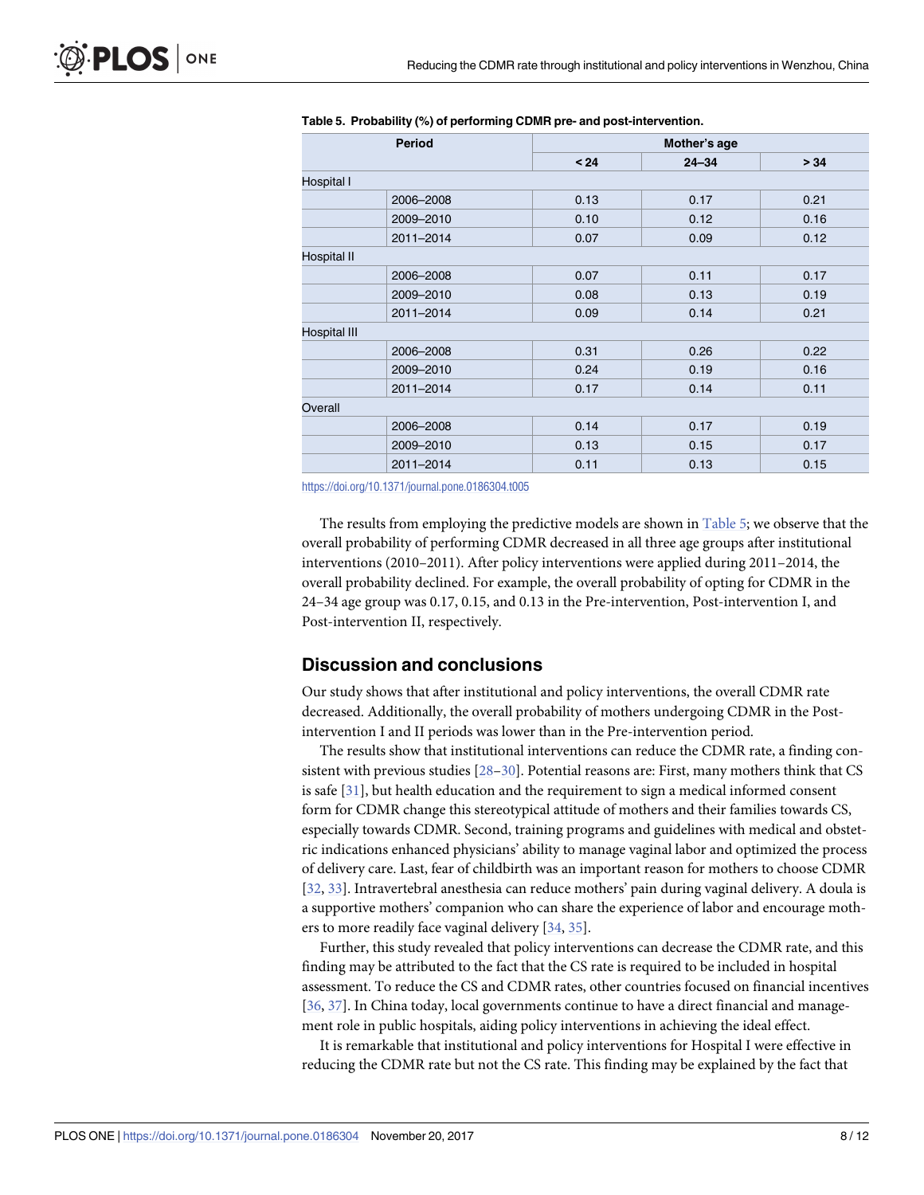**Table 5. Probability (%) of performing CDMR pre- and post-intervention.**

| Period | | Mother's age | | |
|---|---|---|---|---|
| | | < 24 | 24–34 | > 34 |
| Hospital I | | | | |
| | 2006–2008 | 0.13 | 0.17 | 0.21 |
| | 2009–2010 | 0.10 | 0.12 | 0.16 |
| | 2011–2014 | 0.07 | 0.09 | 0.12 |
| Hospital II | | | | |
| | 2006–2008 | 0.07 | 0.11 | 0.17 |
| | 2009–2010 | 0.08 | 0.13 | 0.19 |
| | 2011–2014 | 0.09 | 0.14 | 0.21 |
| Hospital III | | | | |
| | 2006–2008 | 0.31 | 0.26 | 0.22 |
| | 2009–2010 | 0.24 | 0.19 | 0.16 |
| | 2011–2014 | 0.17 | 0.14 | 0.11 |
| Overall | | | | |
| | 2006–2008 | 0.14 | 0.17 | 0.19 |
| | 2009–2010 | 0.13 | 0.15 | 0.17 |
| | 2011–2014 | 0.11 | 0.13 | 0.15 |

https://doi.org/10.1371/journal.pone.0186304.t005

The results from employing the predictive models are shown in Table 5; we observe that the overall probability of performing CDMR decreased in all three age groups after institutional interventions (2010–2011). After policy interventions were applied during 2011–2014, the overall probability declined. For example, the overall probability of opting for CDMR in the 24–34 age group was 0.17, 0.15, and 0.13 in the Pre-intervention, Post-intervention I, and Post-intervention II, respectively.

## Discussion and conclusions

Our study shows that after institutional and policy interventions, the overall CDMR rate decreased. Additionally, the overall probability of mothers undergoing CDMR in the Post-intervention I and II periods was lower than in the Pre-intervention period.

The results show that institutional interventions can reduce the CDMR rate, a finding consistent with previous studies [28–30]. Potential reasons are: First, many mothers think that CS is safe [31], but health education and the requirement to sign a medical informed consent form for CDMR change this stereotypical attitude of mothers and their families towards CS, especially towards CDMR. Second, training programs and guidelines with medical and obstetric indications enhanced physicians' ability to manage vaginal labor and optimized the process of delivery care. Last, fear of childbirth was an important reason for mothers to choose CDMR [32, 33]. Intravertebral anesthesia can reduce mothers' pain during vaginal delivery. A doula is a supportive mothers' companion who can share the experience of labor and encourage mothers to more readily face vaginal delivery [34, 35].

Further, this study revealed that policy interventions can decrease the CDMR rate, and this finding may be attributed to the fact that the CS rate is required to be included in hospital assessment. To reduce the CS and CDMR rates, other countries focused on financial incentives [36, 37]. In China today, local governments continue to have a direct financial and management role in public hospitals, aiding policy interventions in achieving the ideal effect.

It is remarkable that institutional and policy interventions for Hospital I were effective in reducing the CDMR rate but not the CS rate. This finding may be explained by the fact that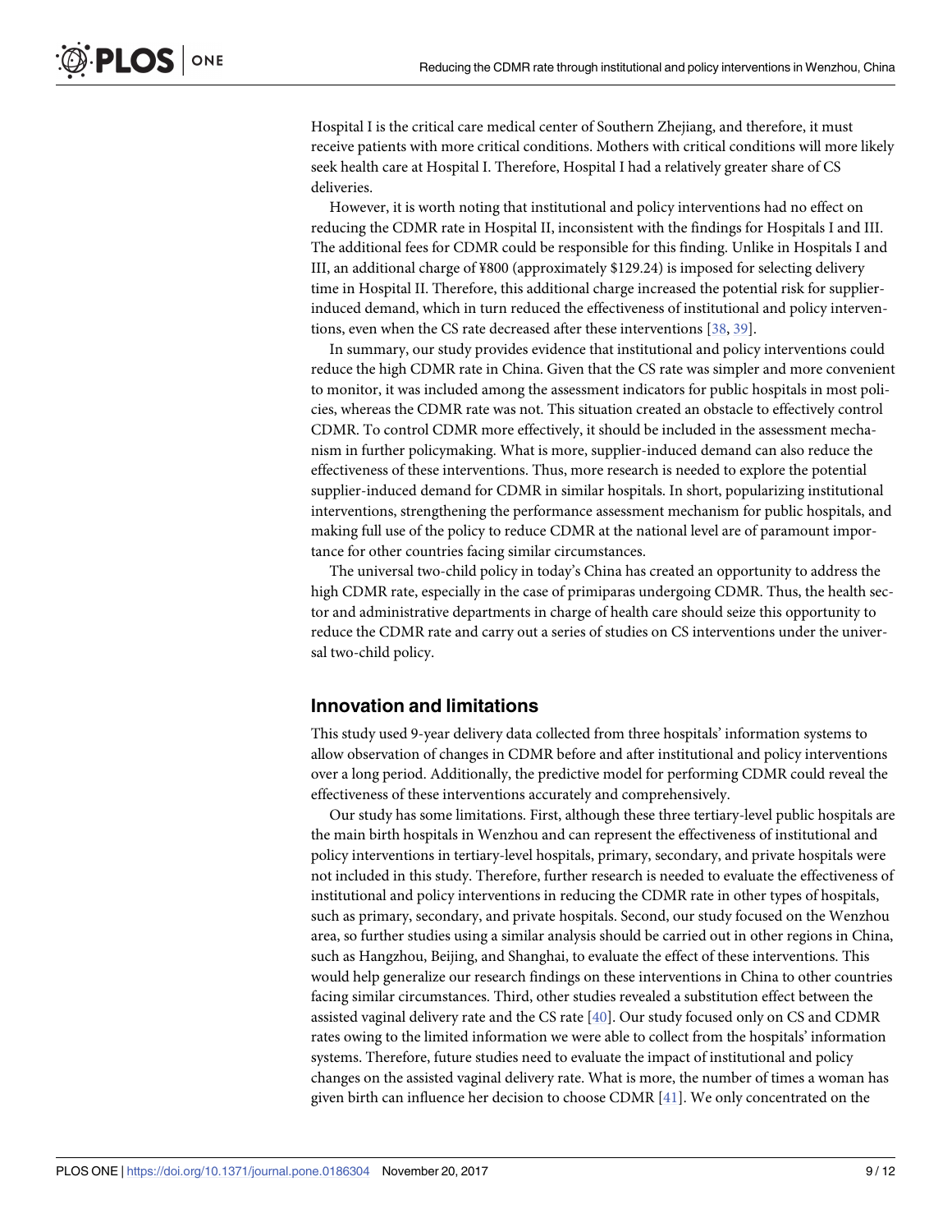Hospital I is the critical care medical center of Southern Zhejiang, and therefore, it must receive patients with more critical conditions. Mothers with critical conditions will more likely seek health care at Hospital I. Therefore, Hospital I had a relatively greater share of CS deliveries.

However, it is worth noting that institutional and policy interventions had no effect on reducing the CDMR rate in Hospital II, inconsistent with the findings for Hospitals I and III. The additional fees for CDMR could be responsible for this finding. Unlike in Hospitals I and III, an additional charge of ¥800 (approximately $129.24) is imposed for selecting delivery time in Hospital II. Therefore, this additional charge increased the potential risk for supplier-induced demand, which in turn reduced the effectiveness of institutional and policy interventions, even when the CS rate decreased after these interventions [38, 39].

In summary, our study provides evidence that institutional and policy interventions could reduce the high CDMR rate in China. Given that the CS rate was simpler and more convenient to monitor, it was included among the assessment indicators for public hospitals in most policies, whereas the CDMR rate was not. This situation created an obstacle to effectively control CDMR. To control CDMR more effectively, it should be included in the assessment mechanism in further policymaking. What is more, supplier-induced demand can also reduce the effectiveness of these interventions. Thus, more research is needed to explore the potential supplier-induced demand for CDMR in similar hospitals. In short, popularizing institutional interventions, strengthening the performance assessment mechanism for public hospitals, and making full use of the policy to reduce CDMR at the national level are of paramount importance for other countries facing similar circumstances.

The universal two-child policy in today's China has created an opportunity to address the high CDMR rate, especially in the case of primiparas undergoing CDMR. Thus, the health sector and administrative departments in charge of health care should seize this opportunity to reduce the CDMR rate and carry out a series of studies on CS interventions under the universal two-child policy.

## Innovation and limitations

This study used 9-year delivery data collected from three hospitals' information systems to allow observation of changes in CDMR before and after institutional and policy interventions over a long period. Additionally, the predictive model for performing CDMR could reveal the effectiveness of these interventions accurately and comprehensively.

Our study has some limitations. First, although these three tertiary-level public hospitals are the main birth hospitals in Wenzhou and can represent the effectiveness of institutional and policy interventions in tertiary-level hospitals, primary, secondary, and private hospitals were not included in this study. Therefore, further research is needed to evaluate the effectiveness of institutional and policy interventions in reducing the CDMR rate in other types of hospitals, such as primary, secondary, and private hospitals. Second, our study focused on the Wenzhou area, so further studies using a similar analysis should be carried out in other regions in China, such as Hangzhou, Beijing, and Shanghai, to evaluate the effect of these interventions. This would help generalize our research findings on these interventions in China to other countries facing similar circumstances. Third, other studies revealed a substitution effect between the assisted vaginal delivery rate and the CS rate [40]. Our study focused only on CS and CDMR rates owing to the limited information we were able to collect from the hospitals' information systems. Therefore, future studies need to evaluate the impact of institutional and policy changes on the assisted vaginal delivery rate. What is more, the number of times a woman has given birth can influence her decision to choose CDMR [41]. We only concentrated on the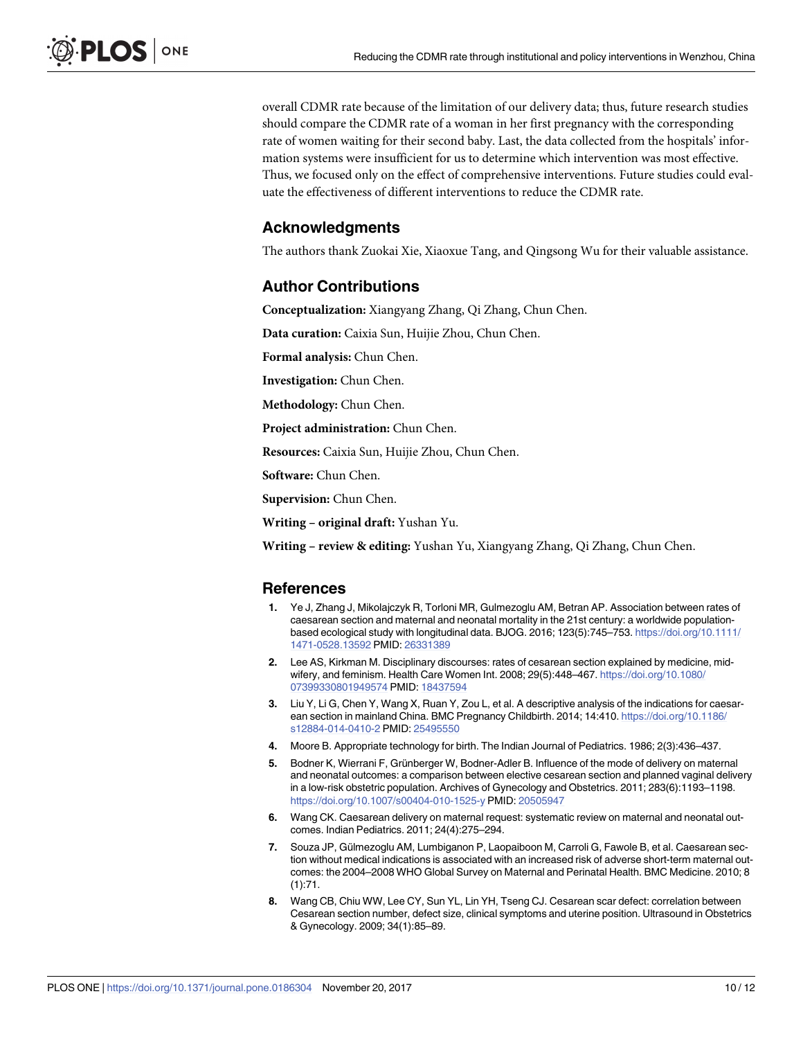overall CDMR rate because of the limitation of our delivery data; thus, future research studies should compare the CDMR rate of a woman in her first pregnancy with the corresponding rate of women waiting for their second baby. Last, the data collected from the hospitals' information systems were insufficient for us to determine which intervention was most effective. Thus, we focused only on the effect of comprehensive interventions. Future studies could evaluate the effectiveness of different interventions to reduce the CDMR rate.

## Acknowledgments

The authors thank Zuokai Xie, Xiaoxue Tang, and Qingsong Wu for their valuable assistance.

## Author Contributions

**Conceptualization:** Xiangyang Zhang, Qi Zhang, Chun Chen.

**Data curation:** Caixia Sun, Huijie Zhou, Chun Chen.

**Formal analysis:** Chun Chen.

**Investigation:** Chun Chen.

**Methodology:** Chun Chen.

**Project administration:** Chun Chen.

**Resources:** Caixia Sun, Huijie Zhou, Chun Chen.

**Software:** Chun Chen.

**Supervision:** Chun Chen.

**Writing – original draft:** Yushan Yu.

**Writing – review & editing:** Yushan Yu, Xiangyang Zhang, Qi Zhang, Chun Chen.

## References

1. Ye J, Zhang J, Mikolajczyk R, Torloni MR, Gulmezoglu AM, Betran AP. Association between rates of caesarean section and maternal and neonatal mortality in the 21st century: a worldwide population-based ecological study with longitudinal data. BJOG. 2016; 123(5):745–753. https://doi.org/10.1111/1471-0528.13592 PMID: 26331389
2. Lee AS, Kirkman M. Disciplinary discourses: rates of cesarean section explained by medicine, midwifery, and feminism. Health Care Women Int. 2008; 29(5):448–467. https://doi.org/10.1080/07399330801949574 PMID: 18437594
3. Liu Y, Li G, Chen Y, Wang X, Ruan Y, Zou L, et al. A descriptive analysis of the indications for caesarean section in mainland China. BMC Pregnancy Childbirth. 2014; 14:410. https://doi.org/10.1186/s12884-014-0410-2 PMID: 25495550
4. Moore B. Appropriate technology for birth. The Indian Journal of Pediatrics. 1986; 2(3):436–437.
5. Bodner K, Wierrani F, Grünberger W, Bodner-Adler B. Influence of the mode of delivery on maternal and neonatal outcomes: a comparison between elective cesarean section and planned vaginal delivery in a low-risk obstetric population. Archives of Gynecology and Obstetrics. 2011; 283(6):1193–1198. https://doi.org/10.1007/s00404-010-1525-y PMID: 20505947
6. Wang CK. Caesarean delivery on maternal request: systematic review on maternal and neonatal outcomes. Indian Pediatrics. 2011; 24(4):275–294.
7. Souza JP, Gülmezoglu AM, Lumbiganon P, Laopaiboon M, Carroli G, Fawole B, et al. Caesarean section without medical indications is associated with an increased risk of adverse short-term maternal outcomes: the 2004–2008 WHO Global Survey on Maternal and Perinatal Health. BMC Medicine. 2010; 8 (1):71.
8. Wang CB, Chiu WW, Lee CY, Sun YL, Lin YH, Tseng CJ. Cesarean scar defect: correlation between Cesarean section number, defect size, clinical symptoms and uterine position. Ultrasound in Obstetrics & Gynecology. 2009; 34(1):85–89.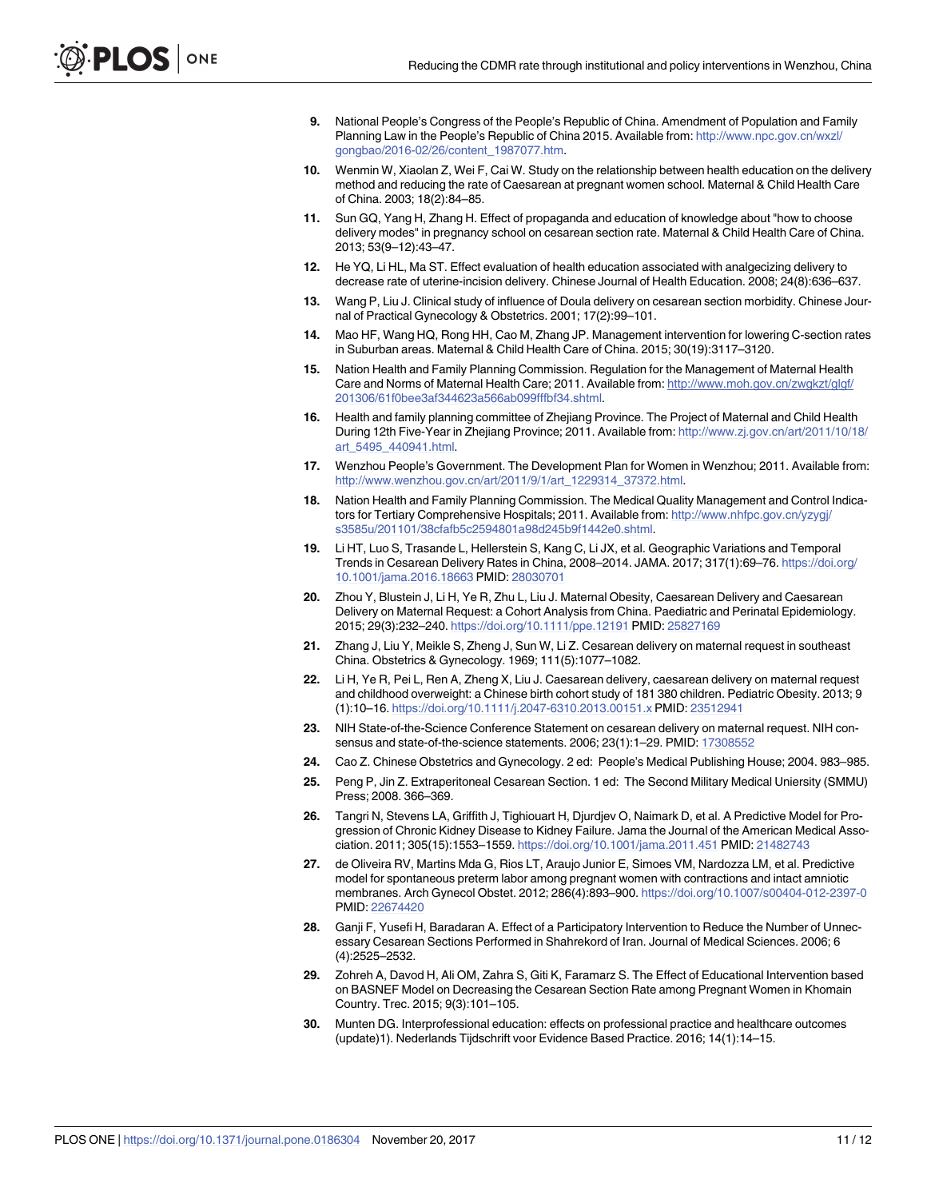9. National People's Congress of the People's Republic of China. Amendment of Population and Family Planning Law in the People's Republic of China 2015. Available from: http://www.npc.gov.cn/wxzl/gongbao/2016-02/26/content_1987077.htm.
10. Wenmin W, Xiaolan Z, Wei F, Cai W. Study on the relationship between health education on the delivery method and reducing the rate of Caesarean at pregnant women school. Maternal & Child Health Care of China. 2003; 18(2):84–85.
11. Sun GQ, Yang H, Zhang H. Effect of propaganda and education of knowledge about "how to choose delivery modes" in pregnancy school on cesarean section rate. Maternal & Child Health Care of China. 2013; 53(9–12):43–47.
12. He YQ, Li HL, Ma ST. Effect evaluation of health education associated with analgecizing delivery to decrease rate of uterine-incision delivery. Chinese Journal of Health Education. 2008; 24(8):636–637.
13. Wang P, Liu J. Clinical study of influence of Doula delivery on cesarean section morbidity. Chinese Journal of Practical Gynecology & Obstetrics. 2001; 17(2):99–101.
14. Mao HF, Wang HQ, Rong HH, Cao M, Zhang JP. Management intervention for lowering C-section rates in Suburban areas. Maternal & Child Health Care of China. 2015; 30(19):3117–3120.
15. Nation Health and Family Planning Commission. Regulation for the Management of Maternal Health Care and Norms of Maternal Health Care; 2011. Available from: http://www.moh.gov.cn/zwgkzt/glgf/201306/61f0bee3af344623a566ab099fffbf34.shtml.
16. Health and family planning committee of Zhejiang Province. The Project of Maternal and Child Health During 12th Five-Year in Zhejiang Province; 2011. Available from: http://www.zj.gov.cn/art/2011/10/18/art_5495_440941.html.
17. Wenzhou People's Government. The Development Plan for Women in Wenzhou; 2011. Available from: http://www.wenzhou.gov.cn/art/2011/9/1/art_1229314_37372.html.
18. Nation Health and Family Planning Commission. The Medical Quality Management and Control Indicators for Tertiary Comprehensive Hospitals; 2011. Available from: http://www.nhfpc.gov.cn/yzygj/s3585u/201101/38cfafb5c2594801a98d245b9f1442e0.shtml.
19. Li HT, Luo S, Trasande L, Hellerstein S, Kang C, Li JX, et al. Geographic Variations and Temporal Trends in Cesarean Delivery Rates in China, 2008–2014. JAMA. 2017; 317(1):69–76. https://doi.org/10.1001/jama.2016.18663 PMID: 28030701
20. Zhou Y, Blustein J, Li H, Ye R, Zhu L, Liu J. Maternal Obesity, Caesarean Delivery and Caesarean Delivery on Maternal Request: a Cohort Analysis from China. Paediatric and Perinatal Epidemiology. 2015; 29(3):232–240. https://doi.org/10.1111/ppe.12191 PMID: 25827169
21. Zhang J, Liu Y, Meikle S, Zheng J, Sun W, Li Z. Cesarean delivery on maternal request in southeast China. Obstetrics & Gynecology. 1969; 111(5):1077–1082.
22. Li H, Ye R, Pei L, Ren A, Zheng X, Liu J. Caesarean delivery, caesarean delivery on maternal request and childhood overweight: a Chinese birth cohort study of 181 380 children. Pediatric Obesity. 2013; 9(1):10–16. https://doi.org/10.1111/j.2047-6310.2013.00151.x PMID: 23512941
23. NIH State-of-the-Science Conference Statement on cesarean delivery on maternal request. NIH consensus and state-of-the-science statements. 2006; 23(1):1–29. PMID: 17308552
24. Cao Z. Chinese Obstetrics and Gynecology. 2 ed: People's Medical Publishing House; 2004. 983–985.
25. Peng P, Jin Z. Extraperitoneal Cesarean Section. 1 ed: The Second Military Medical Unierstity (SMMU) Press; 2008. 366–369.
26. Tangri N, Stevens LA, Griffith J, Tighiouart H, Djurdjev O, Naimark D, et al. A Predictive Model for Progression of Chronic Kidney Disease to Kidney Failure. Jama the Journal of the American Medical Association. 2011; 305(15):1553–1559. https://doi.org/10.1001/jama.2011.451 PMID: 21482743
27. de Oliveira RV, Martins Mda G, Rios LT, Araujo Junior E, Simoes VM, Nardozza LM, et al. Predictive model for spontaneous preterm labor among pregnant women with contractions and intact amniotic membranes. Arch Gynecol Obstet. 2012; 286(4):893–900. https://doi.org/10.1007/s00404-012-2397-0 PMID: 22674420
28. Ganji F, Yusefi H, Baradaran A. Effect of a Participatory Intervention to Reduce the Number of Unnecessary Cesarean Sections Performed in Shahrekord of Iran. Journal of Medical Sciences. 2006; 6(4):2525–2532.
29. Zohreh A, Davod H, Ali OM, Zahra S, Giti K, Faramarz S. The Effect of Educational Intervention based on BASNEF Model on Decreasing the Cesarean Section Rate among Pregnant Women in Khomain Country. Trec. 2015; 9(3):101–105.
30. Munten DG. Interprofessional education: effects on professional practice and healthcare outcomes (update)1). Nederlands Tijdschrift voor Evidence Based Practice. 2016; 14(1):14–15.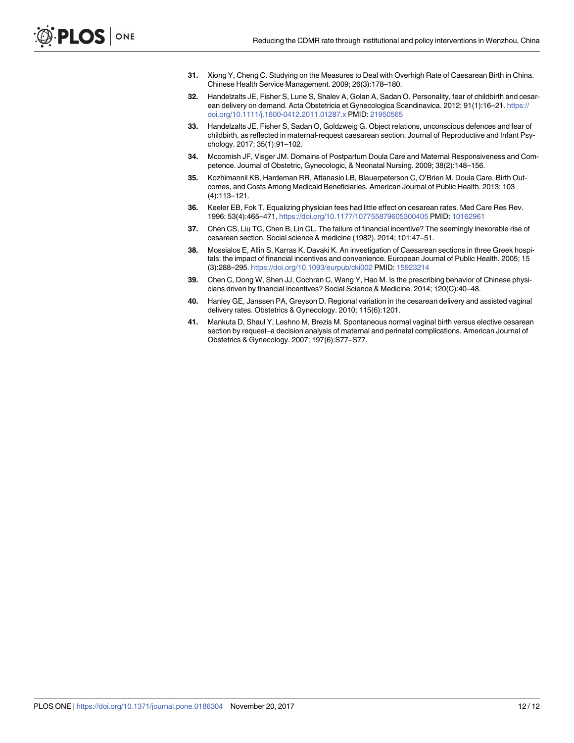31. Xiong Y, Cheng C. Studying on the Measures to Deal with Overhigh Rate of Caesarean Birth in China. Chinese Health Service Management. 2009; 26(3):178–180.
32. Handelzalts JE, Fisher S, Lurie S, Shalev A, Golan A, Sadan O. Personality, fear of childbirth and cesarean delivery on demand. Acta Obstetricia et Gynecologica Scandinavica. 2012; 91(1):16–21. https://doi.org/10.1111/j.1600-0412.2011.01287.x PMID: 21950565
33. Handelzalts JE, Fisher S, Sadan O, Goldzweig G. Object relations, unconscious defences and fear of childbirth, as reflected in maternal-request caesarean section. Journal of Reproductive and Infant Psychology. 2017; 35(1):91–102.
34. Mccomish JF, Visger JM. Domains of Postpartum Doula Care and Maternal Responsiveness and Competence. Journal of Obstetric, Gynecologic, & Neonatal Nursing. 2009; 38(2):148–156.
35. Kozhimannil KB, Hardeman RR, Attanasio LB, Blauerpeterson C, O'Brien M. Doula Care, Birth Outcomes, and Costs Among Medicaid Beneficiaries. American Journal of Public Health. 2013; 103 (4):113–121.
36. Keeler EB, Fok T. Equalizing physician fees had little effect on cesarean rates. Med Care Res Rev. 1996; 53(4):465–471. https://doi.org/10.1177/107755879605300405 PMID: 10162961
37. Chen CS, Liu TC, Chen B, Lin CL. The failure of financial incentive? The seemingly inexorable rise of cesarean section. Social science & medicine (1982). 2014; 101:47–51.
38. Mossialos E, Allin S, Karras K, Davaki K. An investigation of Caesarean sections in three Greek hospitals: the impact of financial incentives and convenience. European Journal of Public Health. 2005; 15 (3):288–295. https://doi.org/10.1093/eurpub/cki002 PMID: 15923214
39. Chen C, Dong W, Shen JJ, Cochran C, Wang Y, Hao M. Is the prescribing behavior of Chinese physicians driven by financial incentives? Social Science & Medicine. 2014; 120(C):40–48.
40. Hanley GE, Janssen PA, Greyson D. Regional variation in the cesarean delivery and assisted vaginal delivery rates. Obstetrics & Gynecology. 2010; 115(6):1201.
41. Mankuta D, Shaul Y, Leshno M, Brezis M. Spontaneous normal vaginal birth versus elective cesarean section by request–a decision analysis of maternal and perinatal complications. American Journal of Obstetrics & Gynecology. 2007; 197(6):S77–S77.